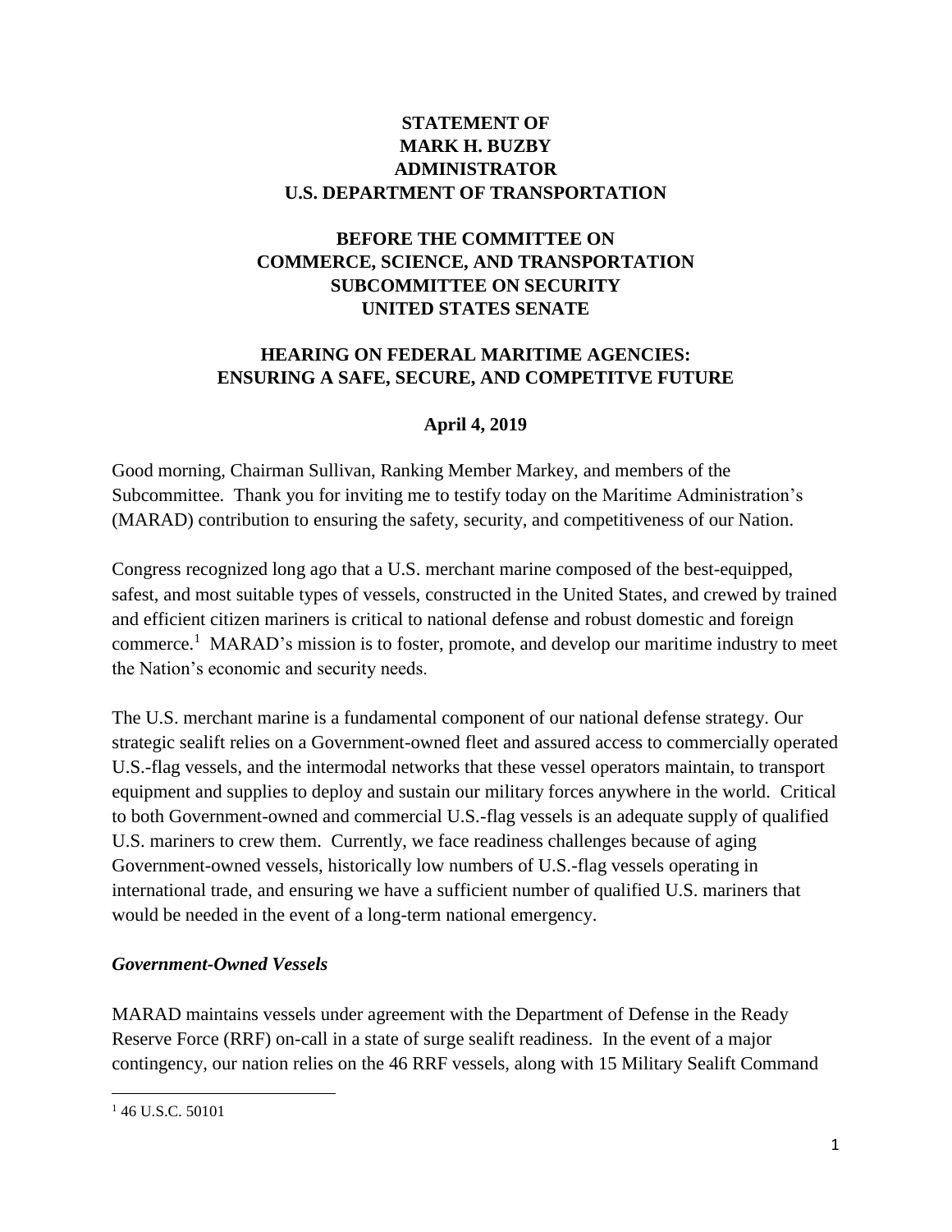**STATEMENT OF**
**MARK H. BUZBY**
**ADMINISTRATOR**
**U.S. DEPARTMENT OF TRANSPORTATION**

**BEFORE THE COMMITTEE ON**
**COMMERCE, SCIENCE, AND TRANSPORTATION**
**SUBCOMMITTEE ON SECURITY**
**UNITED STATES SENATE**

**HEARING ON FEDERAL MARITIME AGENCIES:**
**ENSURING A SAFE, SECURE, AND COMPETITVE FUTURE**

**April 4, 2019**

Good morning, Chairman Sullivan, Ranking Member Markey, and members of the Subcommittee. Thank you for inviting me to testify today on the Maritime Administration's (MARAD) contribution to ensuring the safety, security, and competitiveness of our Nation.

Congress recognized long ago that a U.S. merchant marine composed of the best-equipped, safest, and most suitable types of vessels, constructed in the United States, and crewed by trained and efficient citizen mariners is critical to national defense and robust domestic and foreign commerce.[1] MARAD's mission is to foster, promote, and develop our maritime industry to meet the Nation's economic and security needs.

The U.S. merchant marine is a fundamental component of our national defense strategy. Our strategic sealift relies on a Government-owned fleet and assured access to commercially operated U.S.-flag vessels, and the intermodal networks that these vessel operators maintain, to transport equipment and supplies to deploy and sustain our military forces anywhere in the world. Critical to both Government-owned and commercial U.S.-flag vessels is an adequate supply of qualified U.S. mariners to crew them. Currently, we face readiness challenges because of aging Government-owned vessels, historically low numbers of U.S.-flag vessels operating in international trade, and ensuring we have a sufficient number of qualified U.S. mariners that would be needed in the event of a long-term national emergency.

***Government-Owned Vessels***

MARAD maintains vessels under agreement with the Department of Defense in the Ready Reserve Force (RRF) on-call in a state of surge sealift readiness. In the event of a major contingency, our nation relies on the 46 RRF vessels, along with 15 Military Sealift Command

[1] 46 U.S.C. 50101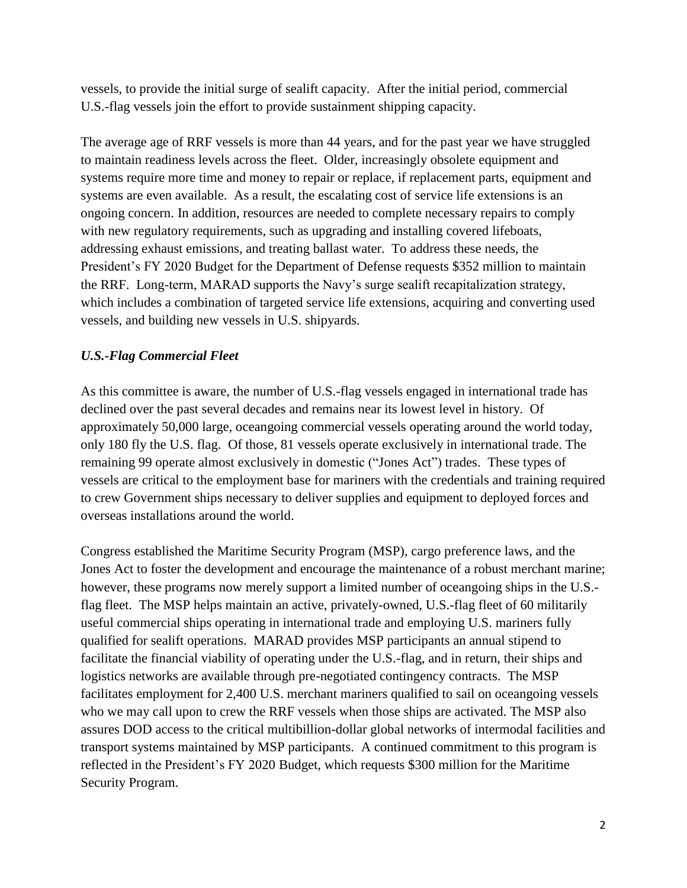vessels, to provide the initial surge of sealift capacity. After the initial period, commercial U.S.-flag vessels join the effort to provide sustainment shipping capacity.

The average age of RRF vessels is more than 44 years, and for the past year we have struggled to maintain readiness levels across the fleet. Older, increasingly obsolete equipment and systems require more time and money to repair or replace, if replacement parts, equipment and systems are even available. As a result, the escalating cost of service life extensions is an ongoing concern. In addition, resources are needed to complete necessary repairs to comply with new regulatory requirements, such as upgrading and installing covered lifeboats, addressing exhaust emissions, and treating ballast water. To address these needs, the President's FY 2020 Budget for the Department of Defense requests $352 million to maintain the RRF. Long-term, MARAD supports the Navy's surge sealift recapitalization strategy, which includes a combination of targeted service life extensions, acquiring and converting used vessels, and building new vessels in U.S. shipyards.

### *U.S.-Flag Commercial Fleet*

As this committee is aware, the number of U.S.-flag vessels engaged in international trade has declined over the past several decades and remains near its lowest level in history. Of approximately 50,000 large, oceangoing commercial vessels operating around the world today, only 180 fly the U.S. flag. Of those, 81 vessels operate exclusively in international trade. The remaining 99 operate almost exclusively in domestic ("Jones Act") trades. These types of vessels are critical to the employment base for mariners with the credentials and training required to crew Government ships necessary to deliver supplies and equipment to deployed forces and overseas installations around the world.

Congress established the Maritime Security Program (MSP), cargo preference laws, and the Jones Act to foster the development and encourage the maintenance of a robust merchant marine; however, these programs now merely support a limited number of oceangoing ships in the U.S.-flag fleet. The MSP helps maintain an active, privately-owned, U.S.-flag fleet of 60 militarily useful commercial ships operating in international trade and employing U.S. mariners fully qualified for sealift operations. MARAD provides MSP participants an annual stipend to facilitate the financial viability of operating under the U.S.-flag, and in return, their ships and logistics networks are available through pre-negotiated contingency contracts. The MSP facilitates employment for 2,400 U.S. merchant mariners qualified to sail on oceangoing vessels who we may call upon to crew the RRF vessels when those ships are activated. The MSP also assures DOD access to the critical multibillion-dollar global networks of intermodal facilities and transport systems maintained by MSP participants. A continued commitment to this program is reflected in the President's FY 2020 Budget, which requests $300 million for the Maritime Security Program.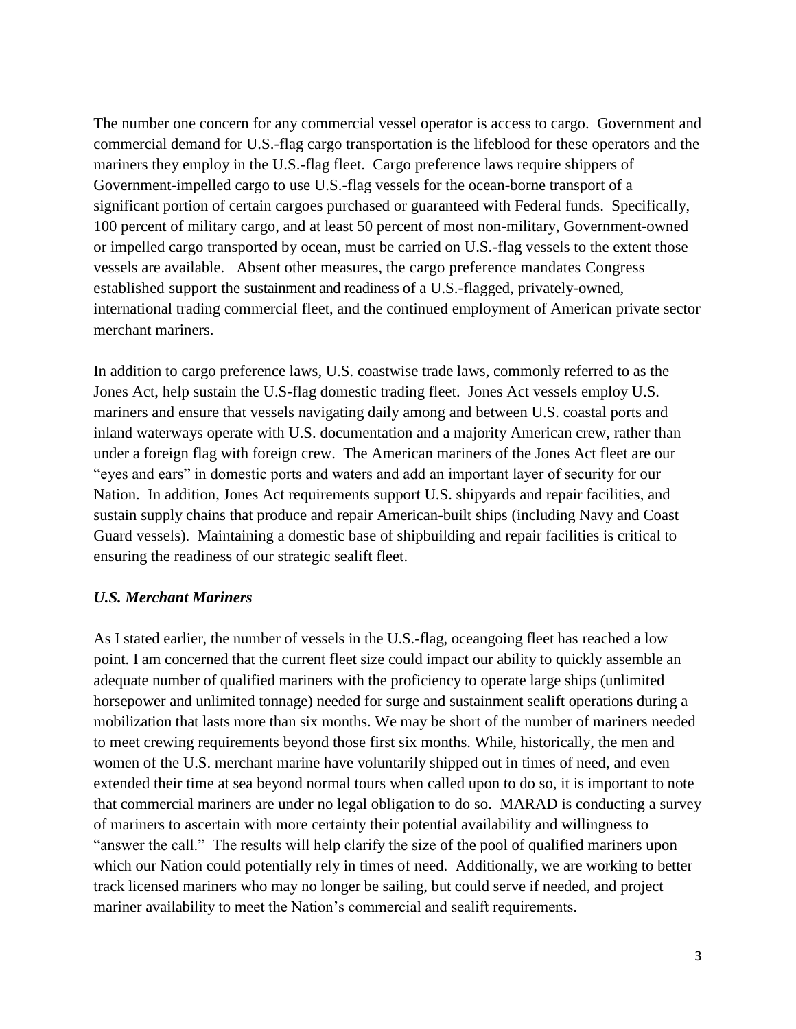The number one concern for any commercial vessel operator is access to cargo. Government and commercial demand for U.S.-flag cargo transportation is the lifeblood for these operators and the mariners they employ in the U.S.-flag fleet. Cargo preference laws require shippers of Government-impelled cargo to use U.S.-flag vessels for the ocean-borne transport of a significant portion of certain cargoes purchased or guaranteed with Federal funds. Specifically, 100 percent of military cargo, and at least 50 percent of most non-military, Government-owned or impelled cargo transported by ocean, must be carried on U.S.-flag vessels to the extent those vessels are available. Absent other measures, the cargo preference mandates Congress established support the sustainment and readiness of a U.S.-flagged, privately-owned, international trading commercial fleet, and the continued employment of American private sector merchant mariners.

In addition to cargo preference laws, U.S. coastwise trade laws, commonly referred to as the Jones Act, help sustain the U.S-flag domestic trading fleet. Jones Act vessels employ U.S. mariners and ensure that vessels navigating daily among and between U.S. coastal ports and inland waterways operate with U.S. documentation and a majority American crew, rather than under a foreign flag with foreign crew. The American mariners of the Jones Act fleet are our "eyes and ears" in domestic ports and waters and add an important layer of security for our Nation. In addition, Jones Act requirements support U.S. shipyards and repair facilities, and sustain supply chains that produce and repair American-built ships (including Navy and Coast Guard vessels). Maintaining a domestic base of shipbuilding and repair facilities is critical to ensuring the readiness of our strategic sealift fleet.

### *U.S. Merchant Mariners*

As I stated earlier, the number of vessels in the U.S.-flag, oceangoing fleet has reached a low point. I am concerned that the current fleet size could impact our ability to quickly assemble an adequate number of qualified mariners with the proficiency to operate large ships (unlimited horsepower and unlimited tonnage) needed for surge and sustainment sealift operations during a mobilization that lasts more than six months. We may be short of the number of mariners needed to meet crewing requirements beyond those first six months. While, historically, the men and women of the U.S. merchant marine have voluntarily shipped out in times of need, and even extended their time at sea beyond normal tours when called upon to do so, it is important to note that commercial mariners are under no legal obligation to do so. MARAD is conducting a survey of mariners to ascertain with more certainty their potential availability and willingness to "answer the call." The results will help clarify the size of the pool of qualified mariners upon which our Nation could potentially rely in times of need. Additionally, we are working to better track licensed mariners who may no longer be sailing, but could serve if needed, and project mariner availability to meet the Nation's commercial and sealift requirements.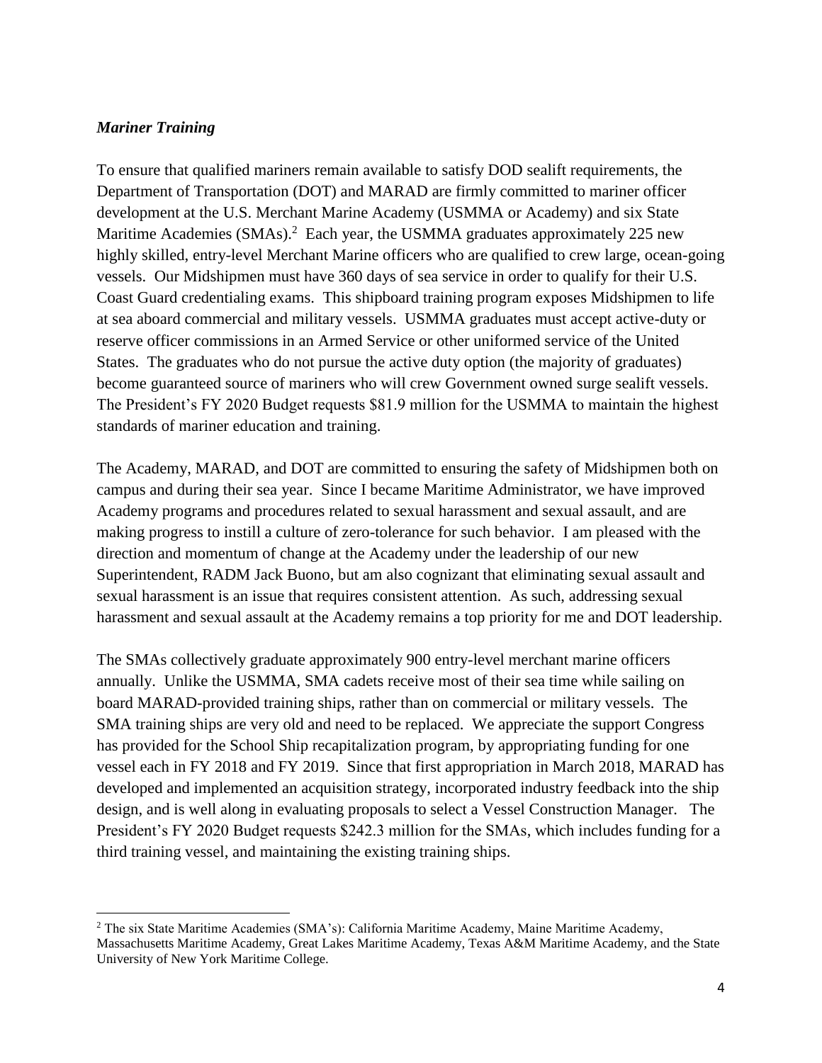***Mariner Training***

To ensure that qualified mariners remain available to satisfy DOD sealift requirements, the Department of Transportation (DOT) and MARAD are firmly committed to mariner officer development at the U.S. Merchant Marine Academy (USMMA or Academy) and six State Maritime Academies (SMAs).[2] Each year, the USMMA graduates approximately 225 new highly skilled, entry-level Merchant Marine officers who are qualified to crew large, ocean-going vessels. Our Midshipmen must have 360 days of sea service in order to qualify for their U.S. Coast Guard credentialing exams. This shipboard training program exposes Midshipmen to life at sea aboard commercial and military vessels. USMMA graduates must accept active-duty or reserve officer commissions in an Armed Service or other uniformed service of the United States. The graduates who do not pursue the active duty option (the majority of graduates) become guaranteed source of mariners who will crew Government owned surge sealift vessels. The President's FY 2020 Budget requests \$81.9 million for the USMMA to maintain the highest standards of mariner education and training.

The Academy, MARAD, and DOT are committed to ensuring the safety of Midshipmen both on campus and during their sea year. Since I became Maritime Administrator, we have improved Academy programs and procedures related to sexual harassment and sexual assault, and are making progress to instill a culture of zero-tolerance for such behavior. I am pleased with the direction and momentum of change at the Academy under the leadership of our new Superintendent, RADM Jack Buono, but am also cognizant that eliminating sexual assault and sexual harassment is an issue that requires consistent attention. As such, addressing sexual harassment and sexual assault at the Academy remains a top priority for me and DOT leadership.

The SMAs collectively graduate approximately 900 entry-level merchant marine officers annually. Unlike the USMMA, SMA cadets receive most of their sea time while sailing on board MARAD-provided training ships, rather than on commercial or military vessels. The SMA training ships are very old and need to be replaced. We appreciate the support Congress has provided for the School Ship recapitalization program, by appropriating funding for one vessel each in FY 2018 and FY 2019. Since that first appropriation in March 2018, MARAD has developed and implemented an acquisition strategy, incorporated industry feedback into the ship design, and is well along in evaluating proposals to select a Vessel Construction Manager. The President's FY 2020 Budget requests \$242.3 million for the SMAs, which includes funding for a third training vessel, and maintaining the existing training ships.

---

[2] The six State Maritime Academies (SMA's): California Maritime Academy, Maine Maritime Academy, Massachusetts Maritime Academy, Great Lakes Maritime Academy, Texas A&M Maritime Academy, and the State University of New York Maritime College.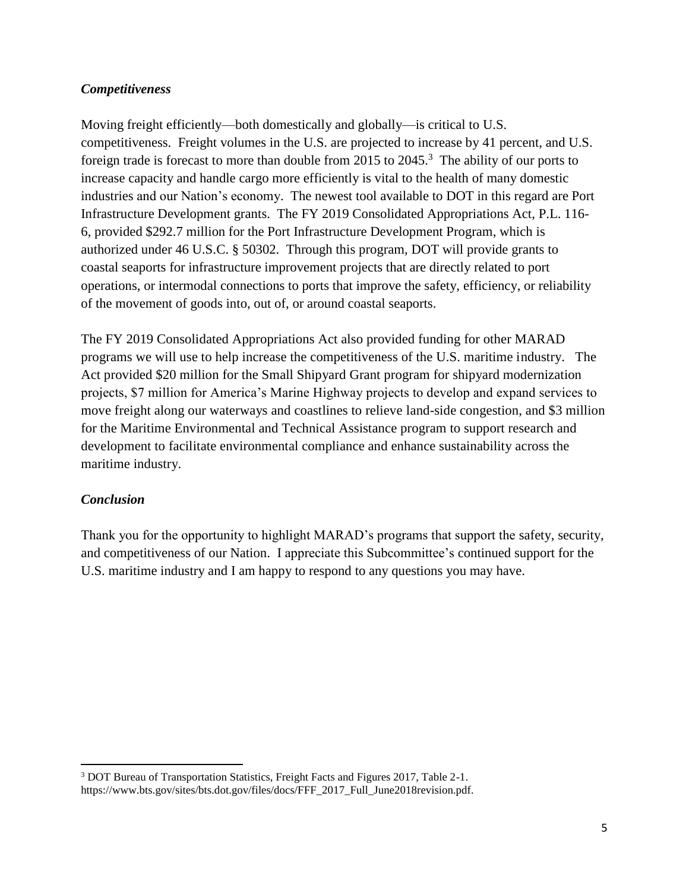*Competitiveness*

Moving freight efficiently—both domestically and globally—is critical to U.S. competitiveness. Freight volumes in the U.S. are projected to increase by 41 percent, and U.S. foreign trade is forecast to more than double from 2015 to 2045.[3] The ability of our ports to increase capacity and handle cargo more efficiently is vital to the health of many domestic industries and our Nation's economy. The newest tool available to DOT in this regard are Port Infrastructure Development grants. The FY 2019 Consolidated Appropriations Act, P.L. 116-6, provided $292.7 million for the Port Infrastructure Development Program, which is authorized under 46 U.S.C. § 50302. Through this program, DOT will provide grants to coastal seaports for infrastructure improvement projects that are directly related to port operations, or intermodal connections to ports that improve the safety, efficiency, or reliability of the movement of goods into, out of, or around coastal seaports.

The FY 2019 Consolidated Appropriations Act also provided funding for other MARAD programs we will use to help increase the competitiveness of the U.S. maritime industry. The Act provided $20 million for the Small Shipyard Grant program for shipyard modernization projects, $7 million for America's Marine Highway projects to develop and expand services to move freight along our waterways and coastlines to relieve land-side congestion, and $3 million for the Maritime Environmental and Technical Assistance program to support research and development to facilitate environmental compliance and enhance sustainability across the maritime industry.

*Conclusion*

Thank you for the opportunity to highlight MARAD's programs that support the safety, security, and competitiveness of our Nation. I appreciate this Subcommittee's continued support for the U.S. maritime industry and I am happy to respond to any questions you may have.

---

[3] DOT Bureau of Transportation Statistics, Freight Facts and Figures 2017, Table 2-1. https://www.bts.gov/sites/bts.dot.gov/files/docs/FFF_2017_Full_June2018revision.pdf.